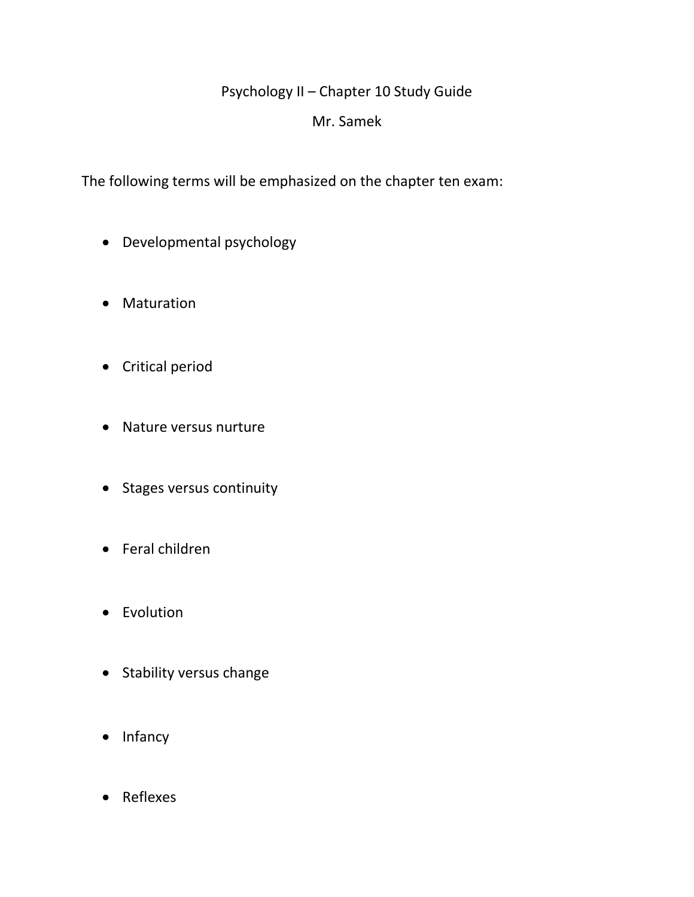# Psychology II – Chapter 10 Study Guide

## Mr. Samek

The following terms will be emphasized on the chapter ten exam:

- Developmental psychology
- Maturation
- Critical period
- Nature versus nurture
- Stages versus continuity
- Feral children
- Evolution
- Stability versus change
- Infancy
- Reflexes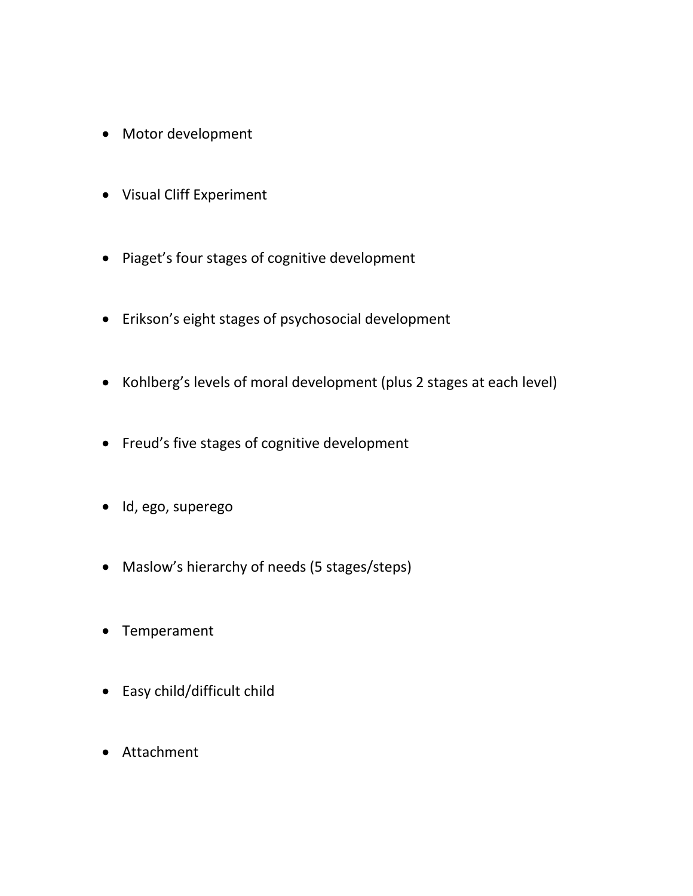- Motor development
- Visual Cliff Experiment
- Piaget's four stages of cognitive development
- Erikson's eight stages of psychosocial development
- Kohlberg's levels of moral development (plus 2 stages at each level)
- Freud's five stages of cognitive development
- Id, ego, superego
- Maslow's hierarchy of needs (5 stages/steps)
- Temperament
- Easy child/difficult child
- Attachment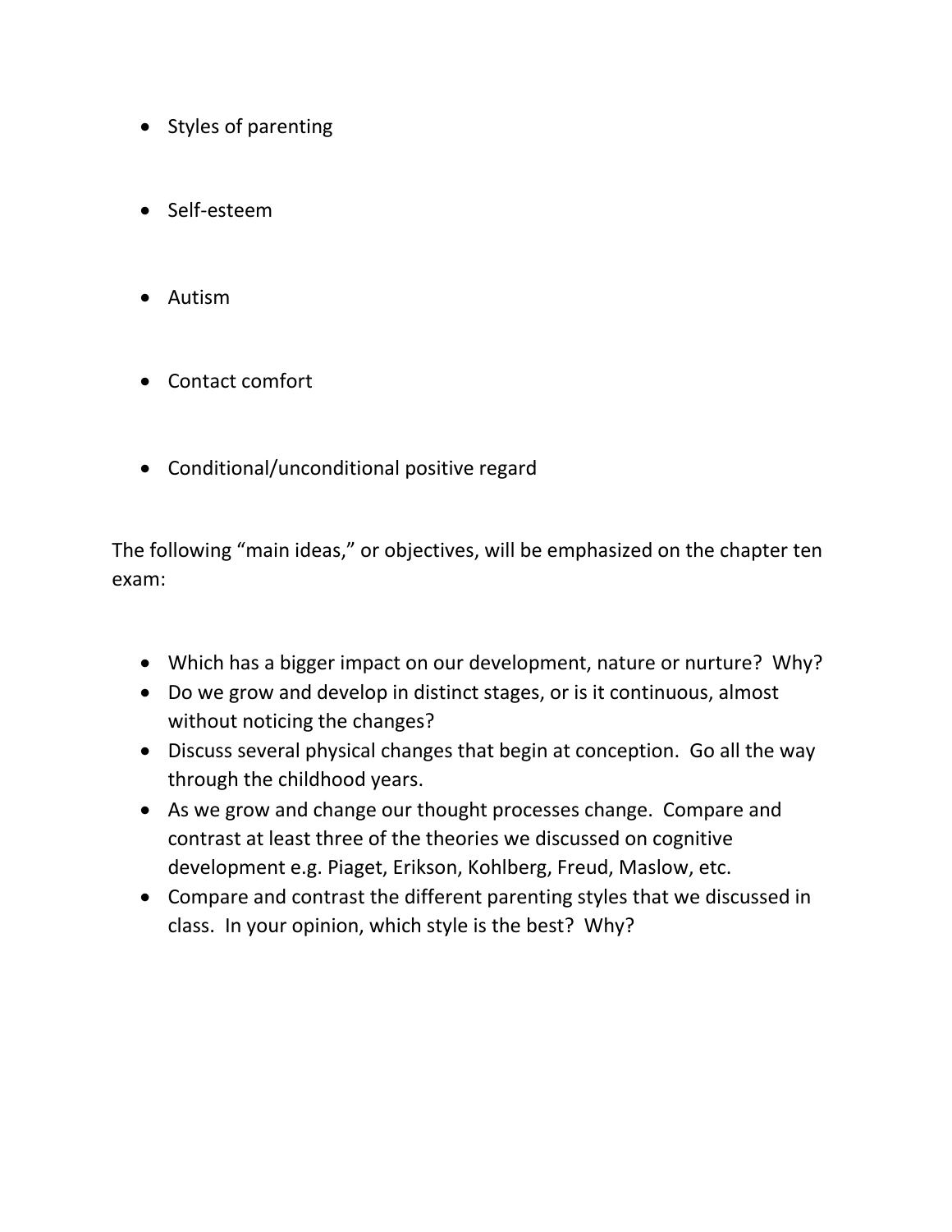- Styles of parenting
- Self-esteem
- Autism
- Contact comfort
- Conditional/unconditional positive regard

The following “main ideas,” or objectives, will be emphasized on the chapter ten exam:

- Which has a bigger impact on our development, nature or nurture? Why?
- Do we grow and develop in distinct stages, or is it continuous, almost without noticing the changes?
- Discuss several physical changes that begin at conception. Go all the way through the childhood years.
- As we grow and change our thought processes change. Compare and contrast at least three of the theories we discussed on cognitive development e.g. Piaget, Erikson, Kohlberg, Freud, Maslow, etc.
- Compare and contrast the different parenting styles that we discussed in class. In your opinion, which style is the best? Why?